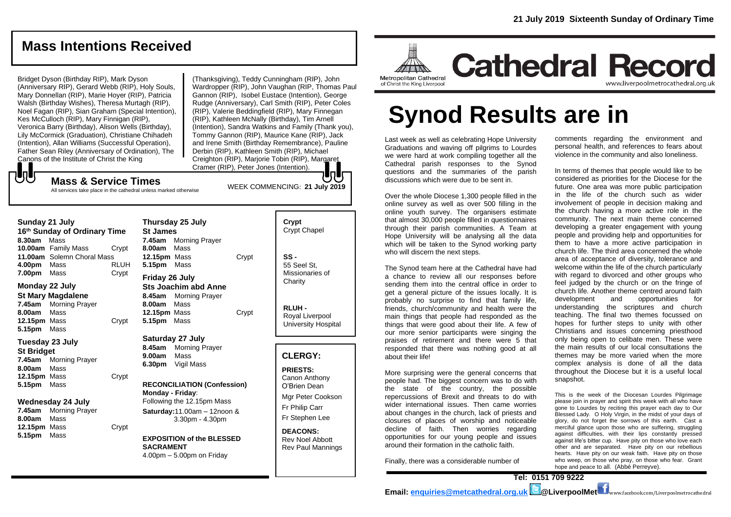# Mass Intentions Received

Bridget Dyson (Birthday RIP), Mark Dyson (Anniversary RIP), Gerard Webb (RIP), Holy Souls, Mary Donnellan (RIP), Marie Hoyer (RIP), Patricia Walsh (Birthday Wishes), Theresa Murtagh (RIP), Noel Fagan (RIP), Sian Graham (Special Intention), Kes McCulloch (RIP), Mary Finnigan (RIP), Veronica Barry (Birthday), Alison Wells (Birthday), Lily McCormick (Graduation), Christiane Chihadeh (Intention), Allan Williams (Successful Operation), Father Sean Riley (Anniversary of Ordination), The Canons of the Institute of Christ the King (Thanksgiving), Teddy Cunningham (RIP), John Wardropper (RIP), John Vaughan (RIP, Thomas Paul Gannon (RIP), Isobel Eustace (Intention), George Rudge (Anniversary), Carl Smith (RIP), Peter Coles (RIP), Valerie Beddingfield (RIP), Mary Finnegan (RIP), Kathleen McNally (Birthday), Tim Arnell (Intention), Sandra Watkins and Family (Thank you), Tommy Gannon (RIP), Maurice Kane (RIP), Jack and Irene Smith (Birthday Remembrance), Pauline Derbin (RIP), Kathleen Smith (RIP), Michael Creighton (RIP), Marjorie Tobin (RIP), Margaret Cramer (RIP), Peter Jones (Intention).

## Mass & Service Times

All services take place in the cathedral unless marked otherwise

WEEK COMMENCING: **21 July 2019**

### Sunday 21 July
**16th Sunday of Ordinary Time**

**8.30am** Mass
**10.00am** Family Mass — Crypt
**11.00am** Solemn Choral Mass
**4.00pm** Mass — RLUH
**7.00pm** Mass — Crypt

### Monday 22 July
**St Mary Magdalene**

**7.45am** Morning Prayer
**8.00am** Mass
**12.15pm** Mass — Crypt
**5.15pm** Mass

### Tuesday 23 July
**St Bridget**

**7.45am** Morning Prayer
**8.00am** Mass
**12.15pm** Mass — Crypt
**5.15pm** Mass

### Wednesday 24 July

**7.45am** Morning Prayer
**8.00am** Mass
**12.15pm** Mass — Crypt
**5.15pm** Mass

### Thursday 25 July
**St James**

**7.45am** Morning Prayer
**8.00am** Mass
**12.15pm** Mass — Crypt
**5.15pm** Mass

### Friday 26 July
**Sts Joachim abd Anne**

**8.45am** Morning Prayer
**8.00am** Mass
**12.15pm** Mass — Crypt
**5.15pm** Mass

### Saturday 27 July

**8.45am** Morning Prayer
**9.00am** Mass
**6.30pm** Vigil Mass

**RECONCILIATION (Confession)**
**Monday - Friday**: Following the 12.15pm Mass
**Saturday:** 11.00am – 12noon & 3.30pm - 4.30pm

**EXPOSITION of the BLESSED SACRAMENT**
4.00pm – 5.00pm on Friday

**Crypt**
Crypt Chapel

**SS -**
55 Seel St, Missionaries of Charity

**RLUH -**
Royal Liverpool University Hospital

## CLERGY:

**PRIESTS:**
Canon Anthony O'Brien Dean
Mgr Peter Cookson
Fr Philip Carr
Fr Stephen Lee

**DEACONS:**
Rev Noel Abbott
Rev Paul Mannings

---

**21 July 2019 Sixteenth Sunday of Ordinary Time**

Metropolitan Cathedral of Christ the King Liverpool

# Cathedral Record

www.liverpoolmetrocathedral.org.uk

# Synod Results are in

Last week as well as celebrating Hope University Graduations and waving off pilgrims to Lourdes we were hard at work compiling together all the Cathedral parish responses to the Synod questions and the summaries of the parish discussions which were due to be sent in.

Over the whole Diocese 1,300 people filled in the online survey as well as over 500 filling in the online youth survey. The organisers estimate that almost 30,000 people filled in questionnaires through their parish communities. A Team at Hope University will be analysing all the data which will be taken to the Synod working party who will discern the next steps.

The Synod team here at the Cathedral have had a chance to review all our responses before sending them into the central office in order to get a general picture of the issues locally. It is probably no surprise to find that family life, friends, church/community and health were the main things that people had responded as the things that were good about their life. A few of our more senior participants were singing the praises of retirement and there were 5 that responded that there was nothing good at all about their life!

More surprising were the general concerns that people had. The biggest concern was to do with the state of the country, the possible repercussions of Brexit and threats to do with wider international issues. Then came worries about changes in the church, lack of priests and closures of places of worship and noticeable decline of faith. Then worries regarding opportunities for our young people and issues around their formation in the catholic faith.

Finally, there was a considerable number of comments regarding the environment and personal health, and references to fears about violence in the community and also loneliness.

In terms of themes that people would like to be considered as priorities for the Diocese for the future. One area was more public participation in the life of the church such as wider involvement of people in decision making and the church having a more active role in the community. The next main theme concerned developing a greater engagement with young people and providing help and opportunities for them to have a more active participation in church life. The third area concerned the whole area of acceptance of diversity, tolerance and welcome within the life of the church particularly with regard to divorced and other groups who feel judged by the church or on the fringe of church life. Another theme centred around faith development and opportunities for understanding the scriptures and church teaching. The final two themes focussed on hopes for further steps to unity with other Christians and issues concerning priesthood only being open to celibate men. These were the main results of our local consultations the themes may be more varied when the more complex analysis is done of all the data throughout the Diocese but it is a useful local snapshot.

This is the week of the Diocesan Lourdes Pilgrimage please join in prayer and spirit this week with all who have gone to Lourdes by reciting this prayer each day to Our Blessed Lady. O Holy Virgin, in the midst of your days of glory, do not forget the sorrows of this earth. Cast a merciful glance upon those who are suffering, struggling against difficulties, with their lips constantly pressed against life's bitter cup. Have pity on those who love each other and are separated. Have pity on our rebellious hearts. Have pity on our weak faith. Have pity on those who weep, on those who pray, on those who fear. Grant hope and peace to all. (Abbé Perreyve).

**Tel: 0151 709 9222**

**Email: enquiries@metcathedral.org.uk @LiverpoolMet** www.facebook.com/Liverpoolmetrocathedral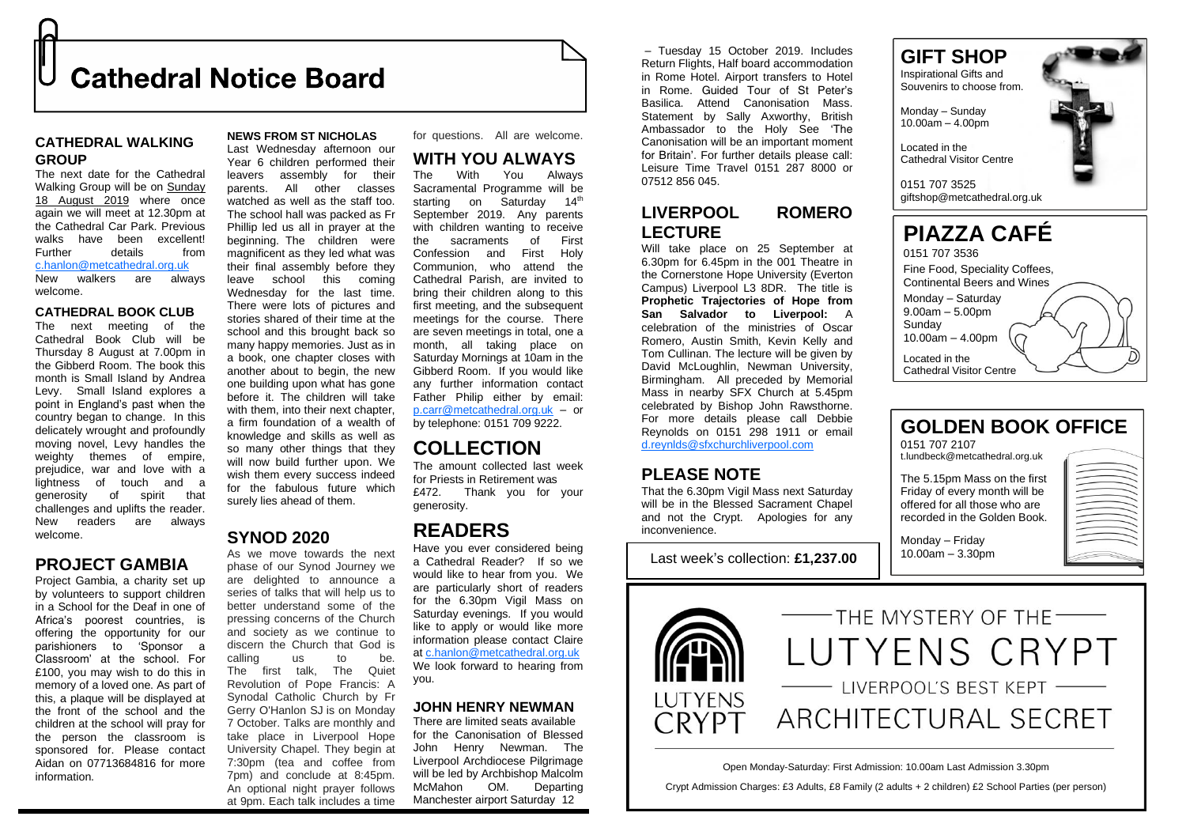# Cathedral Notice Board

### CATHEDRAL WALKING GROUP

The next date for the Cathedral Walking Group will be on Sunday 18 August 2019 where once again we will meet at 12.30pm at the Cathedral Car Park. Previous walks have been excellent! Further details from c.hanlon@metcathedral.org.uk New walkers are always welcome.

### CATHEDRAL BOOK CLUB

The next meeting of the Cathedral Book Club will be Thursday 8 August at 7.00pm in the Gibberd Room. The book this month is Small Island by Andrea Levy. Small Island explores a point in England's past when the country began to change. In this delicately wrought and profoundly moving novel, Levy handles the weighty themes of empire, prejudice, war and love with a lightness of touch and a generosity of spirit that challenges and uplifts the reader. New readers are always welcome.

## PROJECT GAMBIA

Project Gambia, a charity set up by volunteers to support children in a School for the Deaf in one of Africa's poorest countries, is offering the opportunity for our parishioners to 'Sponsor a Classroom' at the school. For £100, you may wish to do this in memory of a loved one. As part of this, a plaque will be displayed at the front of the school and the children at the school will pray for the person the classroom is sponsored for. Please contact Aidan on 07713684816 for more information.

### NEWS FROM ST NICHOLAS

Last Wednesday afternoon our Year 6 children performed their leavers assembly for their parents. All other classes watched as well as the staff too. The school hall was packed as Fr Phillip led us all in prayer at the beginning. The children were magnificent as they led what was their final assembly before they leave school this coming Wednesday for the last time. There were lots of pictures and stories shared of their time at the school and this brought back so many happy memories. Just as in a book, one chapter closes with another about to begin, the new one building upon what has gone before it. The children will take with them, into their next chapter, a firm foundation of a wealth of knowledge and skills as well as so many other things that they will now build further upon. We wish them every success indeed for the fabulous future which surely lies ahead of them.

## SYNOD 2020

As we move towards the next phase of our Synod Journey we are delighted to announce a series of talks that will help us to better understand some of the pressing concerns of the Church and society as we continue to discern the Church that God is calling us to be. The first talk, The Quiet Revolution of Pope Francis: A Synodal Catholic Church by Fr Gerry O'Hanlon SJ is on Monday 7 October. Talks are monthly and take place in Liverpool Hope University Chapel. They begin at 7:30pm (tea and coffee from 7pm) and conclude at 8:45pm. An optional night prayer follows at 9pm. Each talk includes a time for questions. All are welcome.

## WITH YOU ALWAYS

The With You Always Sacramental Programme will be starting on Saturday 14th September 2019. Any parents with children wanting to receive the sacraments of First Confession and First Holy Communion, who attend the Cathedral Parish, are invited to bring their children along to this first meeting, and the subsequent meetings for the course. There are seven meetings in total, one a month, all taking place on Saturday Mornings at 10am in the Gibberd Room. If you would like any further information contact Father Philip either by email: p.carr@metcathedral.org.uk – or by telephone: 0151 709 9222.

## COLLECTION

The amount collected last week for Priests in Retirement was £472. Thank you for your generosity.

## READERS

Have you ever considered being a Cathedral Reader? If so we would like to hear from you. We are particularly short of readers for the 6.30pm Vigil Mass on Saturday evenings. If you would like to apply or would like more information please contact Claire at c.hanlon@metcathedral.org.uk We look forward to hearing from you.

### JOHN HENRY NEWMAN

There are limited seats available for the Canonisation of Blessed John Henry Newman. The Liverpool Archdiocese Pilgrimage will be led by Archbishop Malcolm McMahon OM. Departing Manchester airport Saturday 12 – Tuesday 15 October 2019. Includes Return Flights, Half board accommodation in Rome Hotel. Airport transfers to Hotel in Rome. Guided Tour of St Peter's Basilica. Attend Canonisation Mass. Statement by Sally Axworthy, British Ambassador to the Holy See 'The Canonisation will be an important moment for Britain'. For further details please call: Leisure Time Travel 0151 287 8000 or 07512 856 045.

## LIVERPOOL ROMERO LECTURE

Will take place on 25 September at 6.30pm for 6.45pm in the 001 Theatre in the Cornerstone Hope University (Everton Campus) Liverpool L3 8DR. The title is **Prophetic Trajectories of Hope from San Salvador to Liverpool:** A celebration of the ministries of Oscar Romero, Austin Smith, Kevin Kelly and Tom Cullinan. The lecture will be given by David McLoughlin, Newman University, Birmingham. All preceded by Memorial Mass in nearby SFX Church at 5.45pm celebrated by Bishop John Rawsthorne. For more details please call Debbie Reynolds on 0151 298 1911 or email d.reynlds@sfxchurchliverpool.com

## PLEASE NOTE

That the 6.30pm Vigil Mass next Saturday will be in the Blessed Sacrament Chapel and not the Crypt. Apologies for any inconvenience.

Last week's collection: **£1,237.00**

## GIFT SHOP

Inspirational Gifts and Souvenirs to choose from.

Monday – Sunday
10.00am – 4.00pm

Located in the Cathedral Visitor Centre

0151 707 3525
giftshop@metcathedral.org.uk

## PIAZZA CAFÉ

0151 707 3536

Fine Food, Speciality Coffees, Continental Beers and Wines

Monday – Saturday
9.00am – 5.00pm
Sunday
10.00am – 4.00pm

Located in the Cathedral Visitor Centre

## GOLDEN BOOK OFFICE

0151 707 2107
t.lundbeck@metcathedral.org.uk

The 5.15pm Mass on the first Friday of every month will be offered for all those who are recorded in the Golden Book.

Monday – Friday
10.00am – 3.30pm

LUTYENS CRYPT

THE MYSTERY OF THE LUTYENS CRYPT — LIVERPOOL'S BEST KEPT — ARCHITECTURAL SECRET

Open Monday-Saturday: First Admission: 10.00am Last Admission 3.30pm

Crypt Admission Charges: £3 Adults, £8 Family (2 adults + 2 children) £2 School Parties (per person)